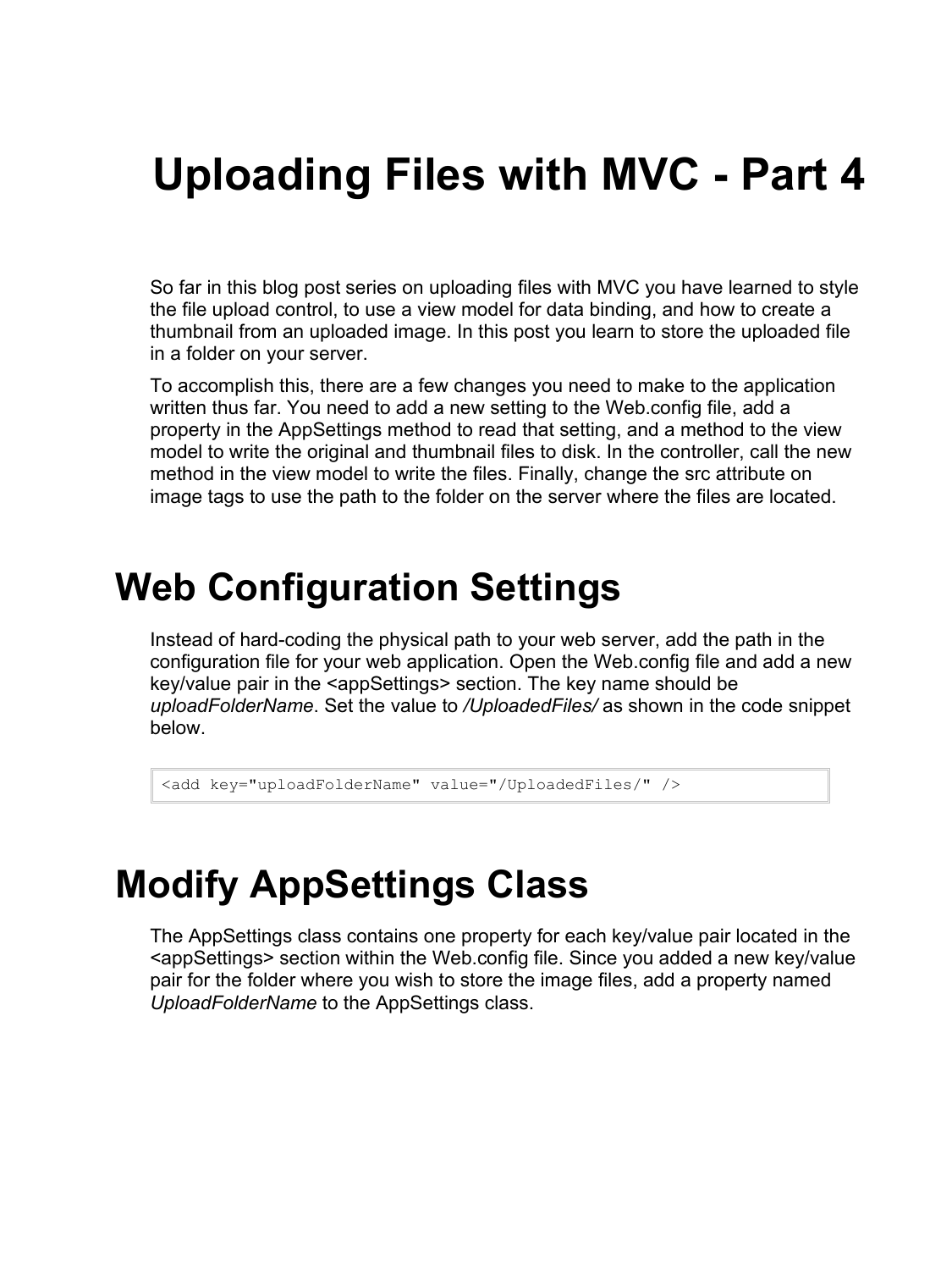# Uploading Files with MVC - Part 4

So far in this blog post series on uploading files with MVC you have learned to style the file upload control, to use a view model for data binding, and how to create a thumbnail from an uploaded image. In this post you learn to store the uploaded file in a folder on your server.

To accomplish this, there are a few changes you need to make to the application written thus far. You need to add a new setting to the Web.config file, add a property in the AppSettings method to read that setting, and a method to the view model to write the original and thumbnail files to disk. In the controller, call the new method in the view model to write the files. Finally, change the src attribute on image tags to use the path to the folder on the server where the files are located.

## Web Configuration Settings

Instead of hard-coding the physical path to your web server, add the path in the configuration file for your web application. Open the Web.config file and add a new key/value pair in the <appSettings> section. The key name should be *uploadFolderName*. Set the value to */UploadedFiles/* as shown in the code snippet below.

```
<add key="uploadFolderName" value="/UploadedFiles/" />
```

## Modify AppSettings Class

The AppSettings class contains one property for each key/value pair located in the <appSettings> section within the Web.config file. Since you added a new key/value pair for the folder where you wish to store the image files, add a property named *UploadFolderName* to the AppSettings class.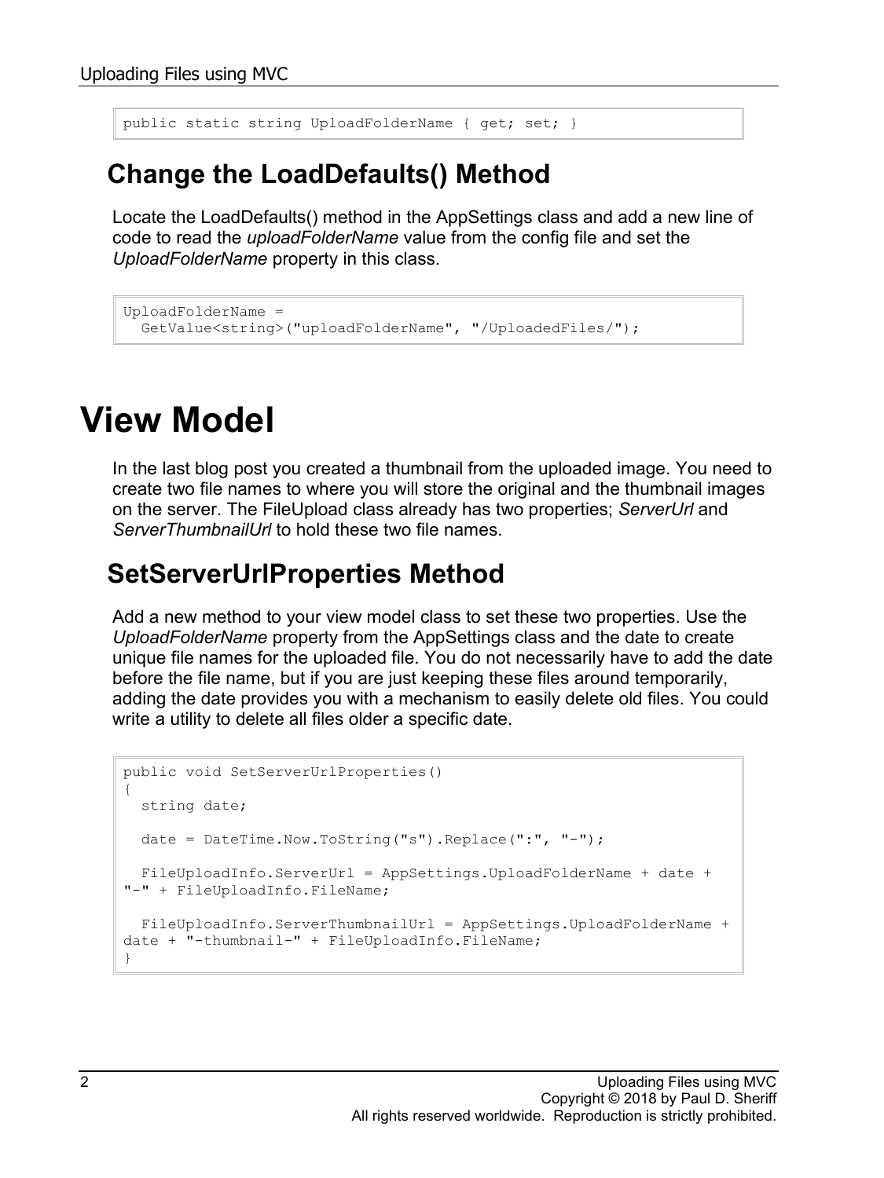```
public static string UploadFolderName { get; set; }
```

## Change the LoadDefaults() Method

Locate the LoadDefaults() method in the AppSettings class and add a new line of code to read the *uploadFolderName* value from the config file and set the *UploadFolderName* property in this class.

```
UploadFolderName =
  GetValue<string>("uploadFolderName", "/UploadedFiles/");
```

# View Model

In the last blog post you created a thumbnail from the uploaded image. You need to create two file names to where you will store the original and the thumbnail images on the server. The FileUpload class already has two properties; *ServerUrl* and *ServerThumbnailUrl* to hold these two file names.

## SetServerUrlProperties Method

Add a new method to your view model class to set these two properties. Use the *UploadFolderName* property from the AppSettings class and the date to create unique file names for the uploaded file. You do not necessarily have to add the date before the file name, but if you are just keeping these files around temporarily, adding the date provides you with a mechanism to easily delete old files. You could write a utility to delete all files older a specific date.

```
public void SetServerUrlProperties()
{
  string date;

  date = DateTime.Now.ToString("s").Replace(":", "-");

  FileUploadInfo.ServerUrl = AppSettings.UploadFolderName + date +
"-" + FileUploadInfo.FileName;

  FileUploadInfo.ServerThumbnailUrl = AppSettings.UploadFolderName +
date + "-thumbnail-" + FileUploadInfo.FileName;
}
```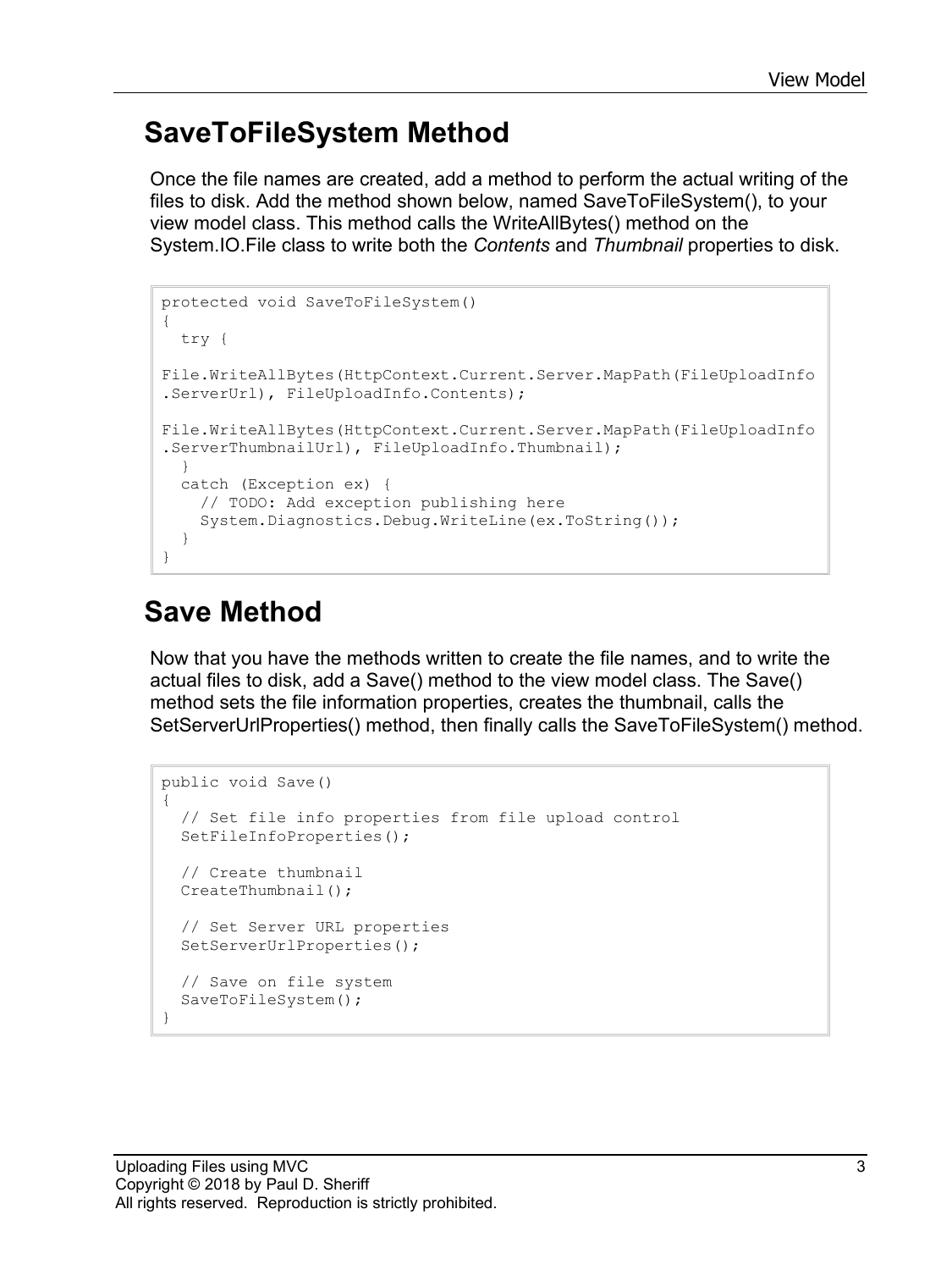## SaveToFileSystem Method

Once the file names are created, add a method to perform the actual writing of the files to disk. Add the method shown below, named SaveToFileSystem(), to your view model class. This method calls the WriteAllBytes() method on the System.IO.File class to write both the *Contents* and *Thumbnail* properties to disk.

```
protected void SaveToFileSystem()
{
  try {

File.WriteAllBytes(HttpContext.Current.Server.MapPath(FileUploadInfo
.ServerUrl), FileUploadInfo.Contents);

File.WriteAllBytes(HttpContext.Current.Server.MapPath(FileUploadInfo
.ServerThumbnailUrl), FileUploadInfo.Thumbnail);
  }
  catch (Exception ex) {
    // TODO: Add exception publishing here
    System.Diagnostics.Debug.WriteLine(ex.ToString());
  }
}
```

## Save Method

Now that you have the methods written to create the file names, and to write the actual files to disk, add a Save() method to the view model class. The Save() method sets the file information properties, creates the thumbnail, calls the SetServerUrlProperties() method, then finally calls the SaveToFileSystem() method.

```
public void Save()
{
  // Set file info properties from file upload control
  SetFileInfoProperties();

  // Create thumbnail
  CreateThumbnail();

  // Set Server URL properties
  SetServerUrlProperties();

  // Save on file system
  SaveToFileSystem();
}
```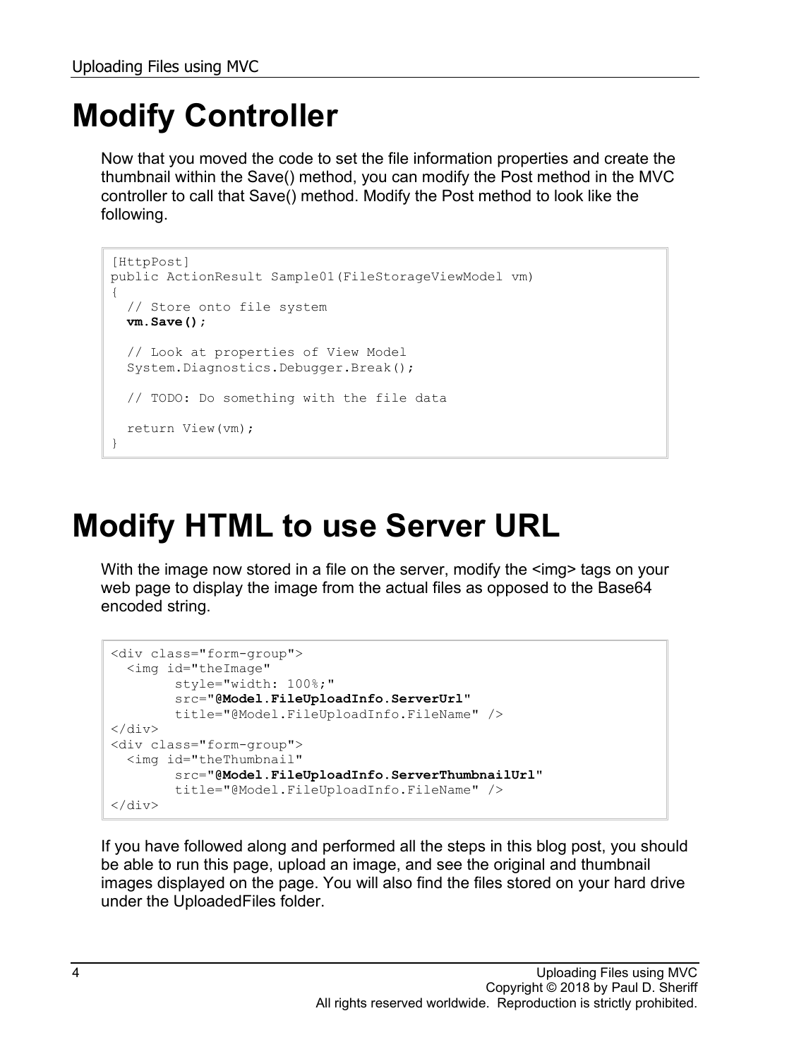# Modify Controller

Now that you moved the code to set the file information properties and create the thumbnail within the Save() method, you can modify the Post method in the MVC controller to call that Save() method. Modify the Post method to look like the following.

```
[HttpPost]
public ActionResult Sample01(FileStorageViewModel vm)
{
  // Store onto file system
  vm.Save();

  // Look at properties of View Model
  System.Diagnostics.Debugger.Break();

  // TODO: Do something with the file data

  return View(vm);
}
```

# Modify HTML to use Server URL

With the image now stored in a file on the server, modify the <img> tags on your web page to display the image from the actual files as opposed to the Base64 encoded string.

```
<div class="form-group">
  <img id="theImage"
        style="width: 100%;"
        src="@Model.FileUploadInfo.ServerUrl"
        title="@Model.FileUploadInfo.FileName" />
</div>
<div class="form-group">
  <img id="theThumbnail"
        src="@Model.FileUploadInfo.ServerThumbnailUrl"
        title="@Model.FileUploadInfo.FileName" />
</div>
```

If you have followed along and performed all the steps in this blog post, you should be able to run this page, upload an image, and see the original and thumbnail images displayed on the page. You will also find the files stored on your hard drive under the UploadedFiles folder.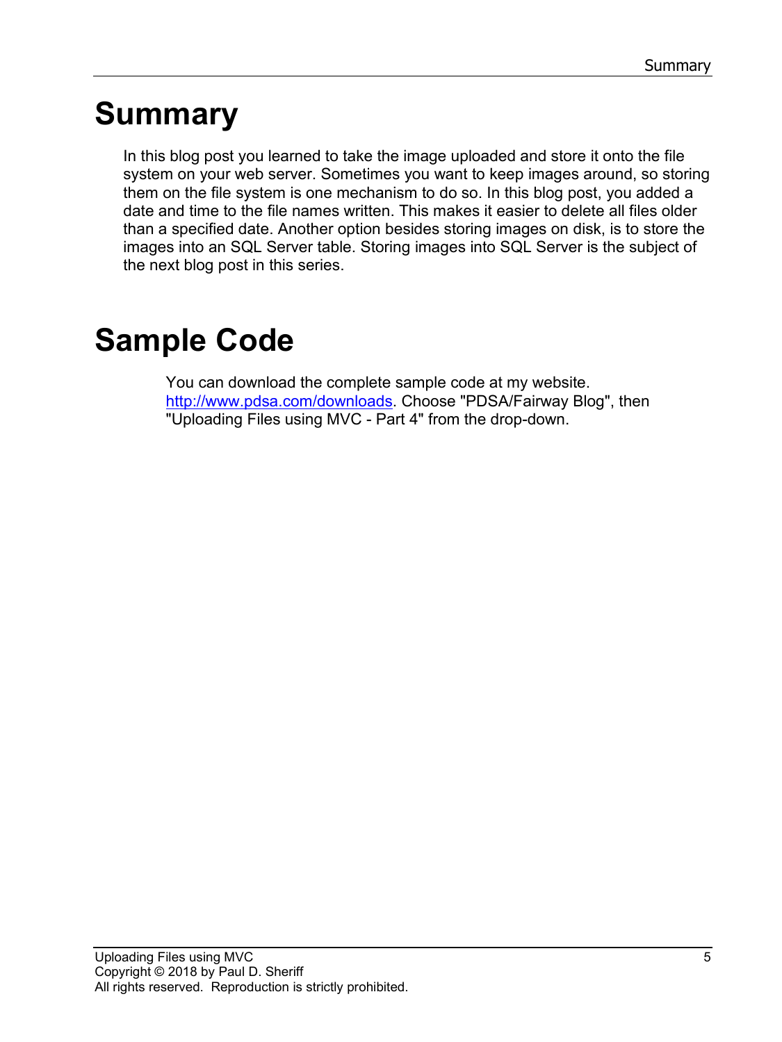# Summary

In this blog post you learned to take the image uploaded and store it onto the file system on your web server. Sometimes you want to keep images around, so storing them on the file system is one mechanism to do so. In this blog post, you added a date and time to the file names written. This makes it easier to delete all files older than a specified date. Another option besides storing images on disk, is to store the images into an SQL Server table. Storing images into SQL Server is the subject of the next blog post in this series.

# Sample Code

You can download the complete sample code at my website. [http://www.pdsa.com/downloads](http://www.pdsa.com/downloads). Choose "PDSA/Fairway Blog", then "Uploading Files using MVC - Part 4" from the drop-down.